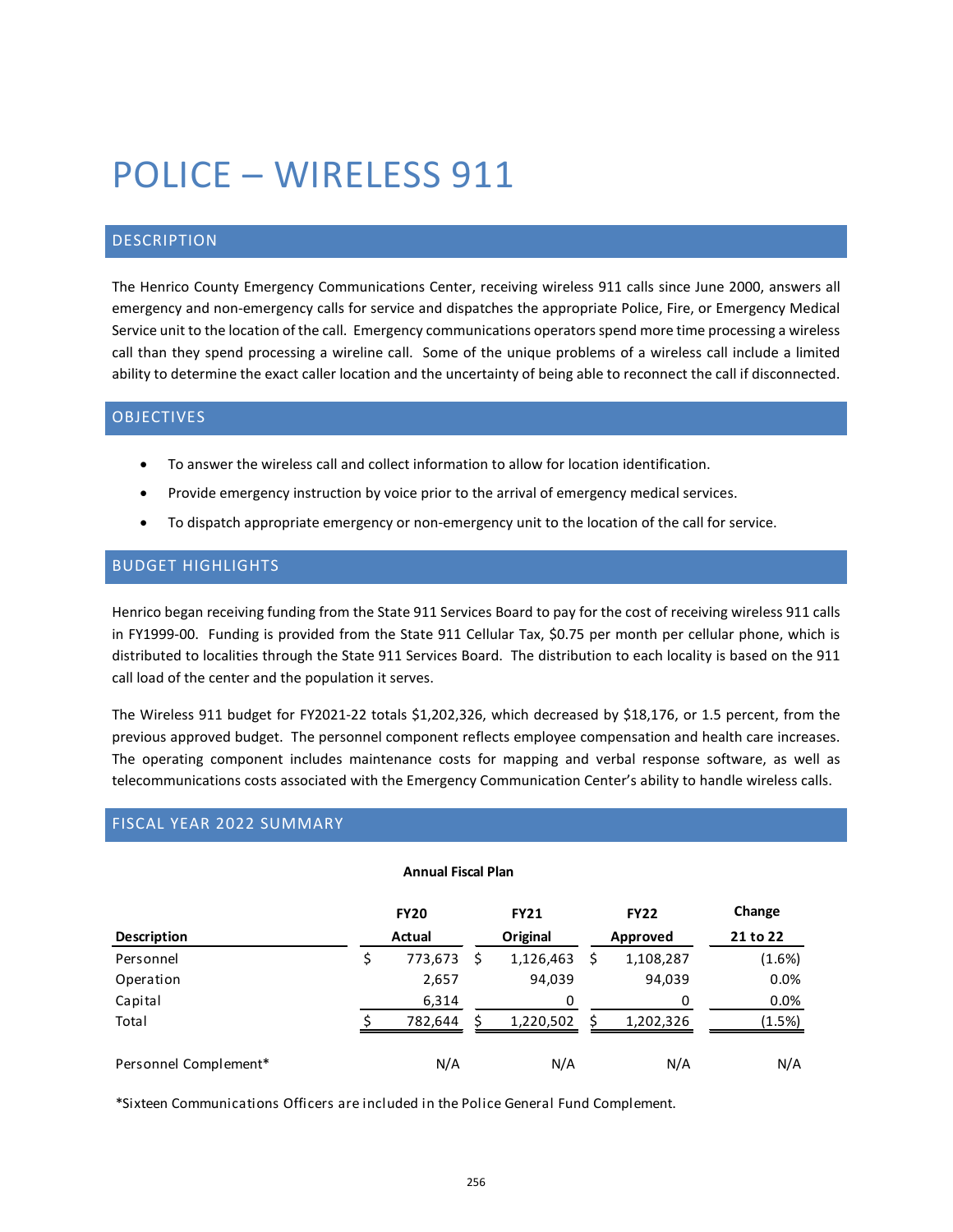# POLICE – WIRELESS 911

## DESCRIPTION

The Henrico County Emergency Communications Center, receiving wireless 911 calls since June 2000, answers all emergency and non-emergency calls for service and dispatches the appropriate Police, Fire, or Emergency Medical Service unit to the location of the call. Emergency communications operators spend more time processing a wireless call than they spend processing a wireline call. Some of the unique problems of a wireless call include a limited ability to determine the exact caller location and the uncertainty of being able to reconnect the call if disconnected.

## OBJECTIVES

- To answer the wireless call and collect information to allow for location identification.
- Provide emergency instruction by voice prior to the arrival of emergency medical services.
- To dispatch appropriate emergency or non-emergency unit to the location of the call for service.

## BUDGET HIGHLIGHTS

Henrico began receiving funding from the State 911 Services Board to pay for the cost of receiving wireless 911 calls in FY1999-00. Funding is provided from the State 911 Cellular Tax, $0.75 per month per cellular phone, which is distributed to localities through the State 911 Services Board. The distribution to each locality is based on the 911 call load of the center and the population it serves.

The Wireless 911 budget for FY2021-22 totals $1,202,326, which decreased by $18,176, or 1.5 percent, from the previous approved budget. The personnel component reflects employee compensation and health care increases. The operating component includes maintenance costs for mapping and verbal response software, as well as telecommunications costs associated with the Emergency Communication Center's ability to handle wireless calls.

## FISCAL YEAR 2022 SUMMARY

**Annual Fiscal Plan**

| Description | FY20 Actual | FY21 Original | FY22 Approved | Change 21 to 22 |
|---|---|---|---|---|
| Personnel | $ 773,673 | $ 1,126,463 | $ 1,108,287 | (1.6%) |
| Operation | 2,657 | 94,039 | 94,039 | 0.0% |
| Capital | 6,314 | 0 | 0 | 0.0% |
| Total | $ 782,644 | $ 1,220,502 | $ 1,202,326 | (1.5%) |
| | | | | |
| Personnel Complement* | N/A | N/A | N/A | N/A |

*Sixteen Communications Officers are included in the Police General Fund Complement.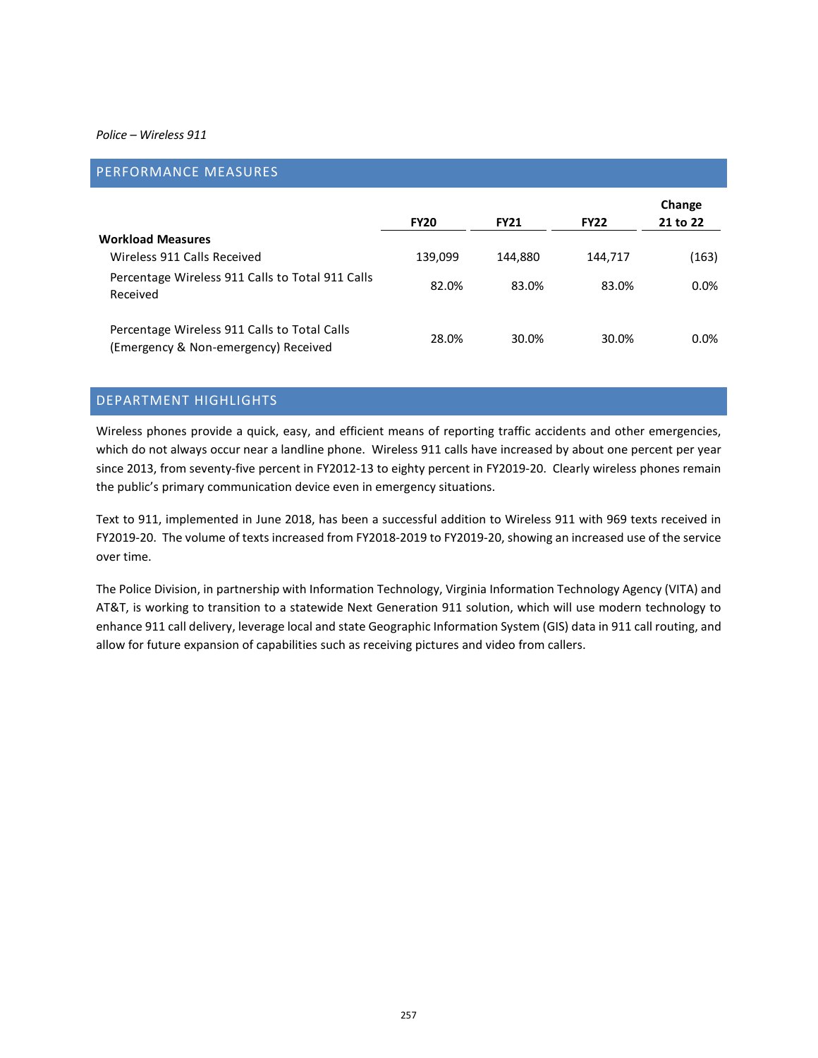*Police – Wireless 911*

## PERFORMANCE MEASURES

| | FY20 | FY21 | FY22 | Change 21 to 22 |
|---|---|---|---|---|
| **Workload Measures** | | | | |
| Wireless 911 Calls Received | 139,099 | 144,880 | 144,717 | (163) |
| Percentage Wireless 911 Calls to Total 911 Calls Received | 82.0% | 83.0% | 83.0% | 0.0% |
| Percentage Wireless 911 Calls to Total Calls (Emergency & Non-emergency) Received | 28.0% | 30.0% | 30.0% | 0.0% |

## DEPARTMENT HIGHLIGHTS

Wireless phones provide a quick, easy, and efficient means of reporting traffic accidents and other emergencies, which do not always occur near a landline phone. Wireless 911 calls have increased by about one percent per year since 2013, from seventy-five percent in FY2012-13 to eighty percent in FY2019-20. Clearly wireless phones remain the public's primary communication device even in emergency situations.

Text to 911, implemented in June 2018, has been a successful addition to Wireless 911 with 969 texts received in FY2019-20. The volume of texts increased from FY2018-2019 to FY2019-20, showing an increased use of the service over time.

The Police Division, in partnership with Information Technology, Virginia Information Technology Agency (VITA) and AT&T, is working to transition to a statewide Next Generation 911 solution, which will use modern technology to enhance 911 call delivery, leverage local and state Geographic Information System (GIS) data in 911 call routing, and allow for future expansion of capabilities such as receiving pictures and video from callers.